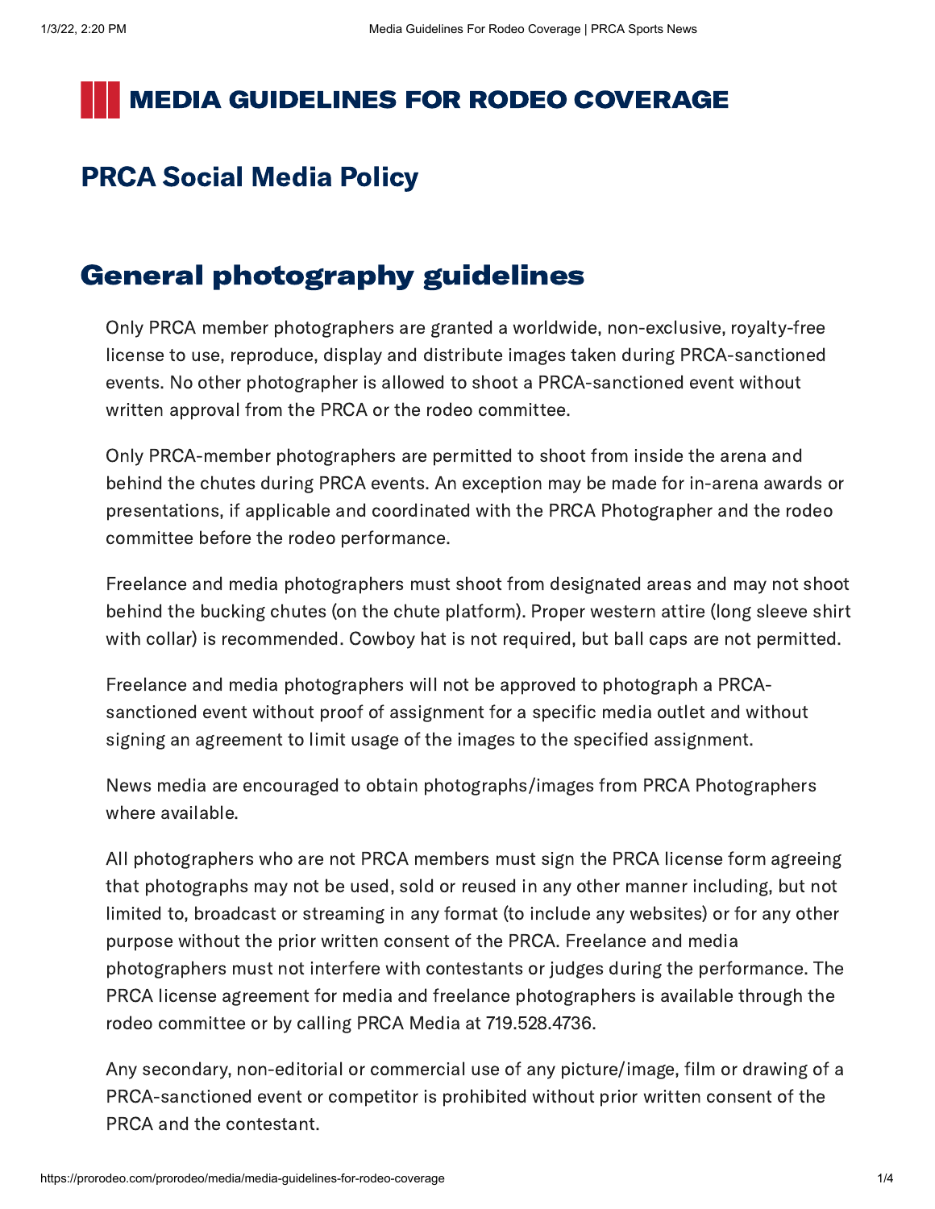# MEDIA GUIDELINES FOR RODEO COVERAGE

## PRCA Social Media Policy

## General photography guidelines

Only PRCA member photographers are granted a worldwide, non-exclusive, royalty-free license to use, reproduce, display and distribute images taken during PRCA-sanctioned events. No other photographer is allowed to shoot a PRCA-sanctioned event without written approval from the PRCA or the rodeo committee.

Only PRCA-member photographers are permitted to shoot from inside the arena and behind the chutes during PRCA events. An exception may be made for in-arena awards or presentations, if applicable and coordinated with the PRCA Photographer and the rodeo committee before the rodeo performance.

Freelance and media photographers must shoot from designated areas and may not shoot behind the bucking chutes (on the chute platform). Proper western attire (long sleeve shirt with collar) is recommended. Cowboy hat is not required, but ball caps are not permitted.

Freelance and media photographers will not be approved to photograph a PRCA-sanctioned event without proof of assignment for a specific media outlet and without signing an agreement to limit usage of the images to the specified assignment.

News media are encouraged to obtain photographs/images from PRCA Photographers where available.

All photographers who are not PRCA members must sign the PRCA license form agreeing that photographs may not be used, sold or reused in any other manner including, but not limited to, broadcast or streaming in any format (to include any websites) or for any other purpose without the prior written consent of the PRCA. Freelance and media photographers must not interfere with contestants or judges during the performance. The PRCA license agreement for media and freelance photographers is available through the rodeo committee or by calling PRCA Media at 719.528.4736.

Any secondary, non-editorial or commercial use of any picture/image, film or drawing of a PRCA-sanctioned event or competitor is prohibited without prior written consent of the PRCA and the contestant.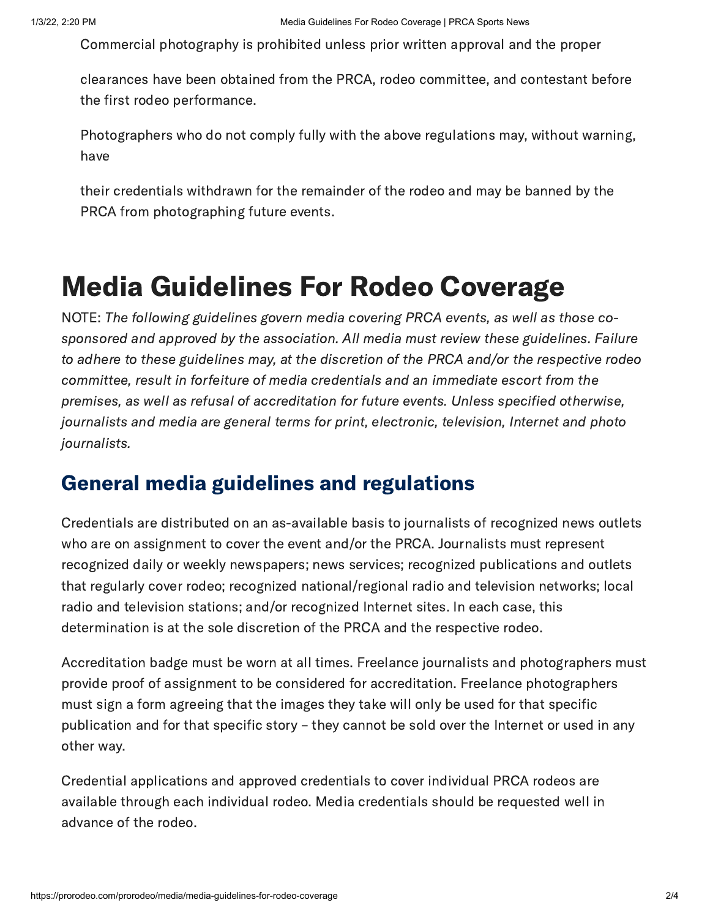Commercial photography is prohibited unless prior written approval and the proper

clearances have been obtained from the PRCA, rodeo committee, and contestant before the first rodeo performance.

Photographers who do not comply fully with the above regulations may, without warning, have

their credentials withdrawn for the remainder of the rodeo and may be banned by the PRCA from photographing future events.

# Media Guidelines For Rodeo Coverage

NOTE: *The following guidelines govern media covering PRCA events, as well as those co-sponsored and approved by the association. All media must review these guidelines. Failure to adhere to these guidelines may, at the discretion of the PRCA and/or the respective rodeo committee, result in forfeiture of media credentials and an immediate escort from the premises, as well as refusal of accreditation for future events. Unless specified otherwise, journalists and media are general terms for print, electronic, television, Internet and photo journalists.*

## General media guidelines and regulations

Credentials are distributed on an as-available basis to journalists of recognized news outlets who are on assignment to cover the event and/or the PRCA. Journalists must represent recognized daily or weekly newspapers; news services; recognized publications and outlets that regularly cover rodeo; recognized national/regional radio and television networks; local radio and television stations; and/or recognized Internet sites. In each case, this determination is at the sole discretion of the PRCA and the respective rodeo.

Accreditation badge must be worn at all times. Freelance journalists and photographers must provide proof of assignment to be considered for accreditation. Freelance photographers must sign a form agreeing that the images they take will only be used for that specific publication and for that specific story – they cannot be sold over the Internet or used in any other way.

Credential applications and approved credentials to cover individual PRCA rodeos are available through each individual rodeo. Media credentials should be requested well in advance of the rodeo.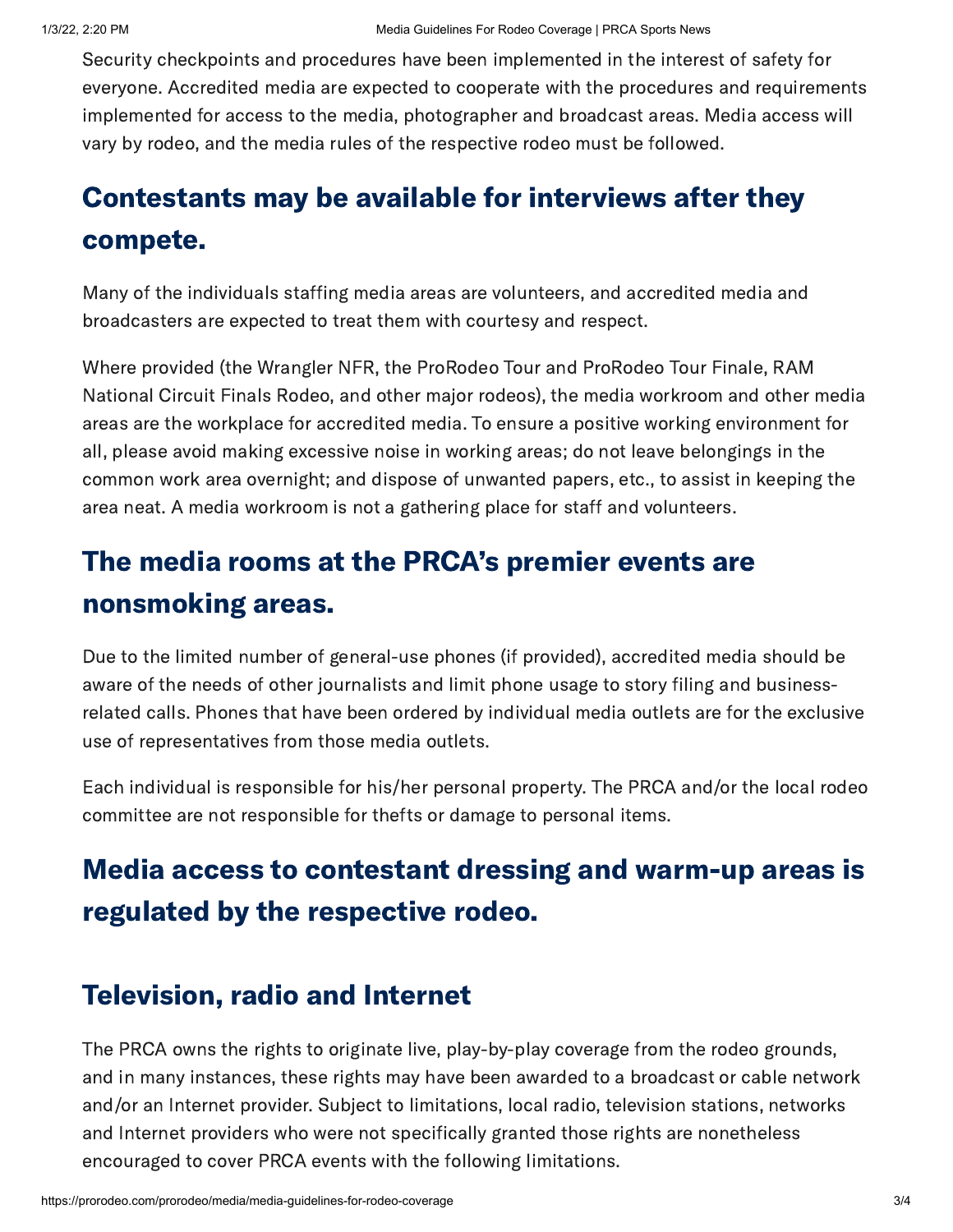Security checkpoints and procedures have been implemented in the interest of safety for everyone. Accredited media are expected to cooperate with the procedures and requirements implemented for access to the media, photographer and broadcast areas. Media access will vary by rodeo, and the media rules of the respective rodeo must be followed.

## Contestants may be available for interviews after they compete.

Many of the individuals staffing media areas are volunteers, and accredited media and broadcasters are expected to treat them with courtesy and respect.

Where provided (the Wrangler NFR, the ProRodeo Tour and ProRodeo Tour Finale, RAM National Circuit Finals Rodeo, and other major rodeos), the media workroom and other media areas are the workplace for accredited media. To ensure a positive working environment for all, please avoid making excessive noise in working areas; do not leave belongings in the common work area overnight; and dispose of unwanted papers, etc., to assist in keeping the area neat. A media workroom is not a gathering place for staff and volunteers.

## The media rooms at the PRCA's premier events are nonsmoking areas.

Due to the limited number of general-use phones (if provided), accredited media should be aware of the needs of other journalists and limit phone usage to story filing and business-related calls. Phones that have been ordered by individual media outlets are for the exclusive use of representatives from those media outlets.

Each individual is responsible for his/her personal property. The PRCA and/or the local rodeo committee are not responsible for thefts or damage to personal items.

## Media access to contestant dressing and warm-up areas is regulated by the respective rodeo.

## Television, radio and Internet

The PRCA owns the rights to originate live, play-by-play coverage from the rodeo grounds, and in many instances, these rights may have been awarded to a broadcast or cable network and/or an Internet provider. Subject to limitations, local radio, television stations, networks and Internet providers who were not specifically granted those rights are nonetheless encouraged to cover PRCA events with the following limitations.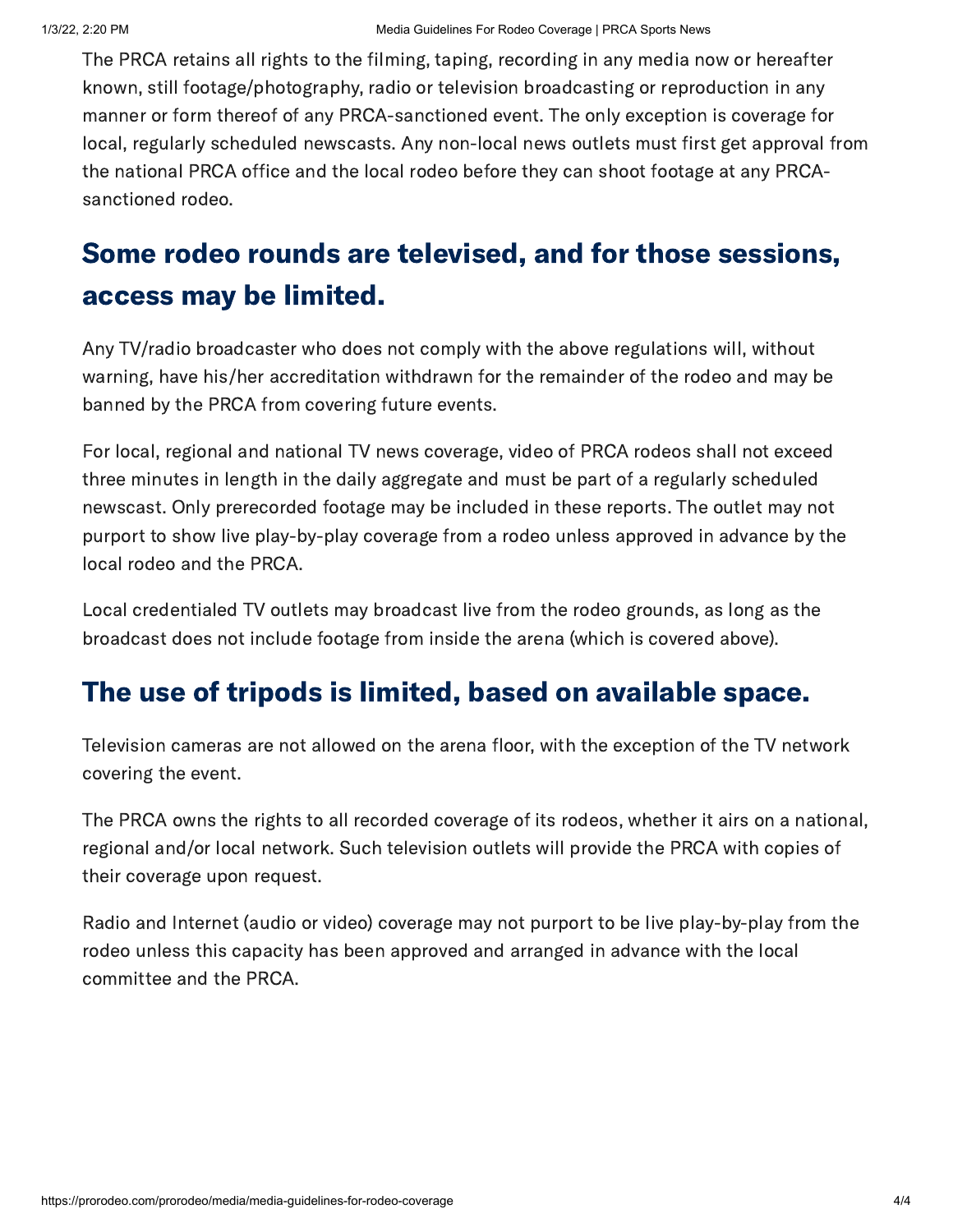The PRCA retains all rights to the filming, taping, recording in any media now or hereafter known, still footage/photography, radio or television broadcasting or reproduction in any manner or form thereof of any PRCA-sanctioned event. The only exception is coverage for local, regularly scheduled newscasts. Any non-local news outlets must first get approval from the national PRCA office and the local rodeo before they can shoot footage at any PRCA-sanctioned rodeo.

## Some rodeo rounds are televised, and for those sessions, access may be limited.

Any TV/radio broadcaster who does not comply with the above regulations will, without warning, have his/her accreditation withdrawn for the remainder of the rodeo and may be banned by the PRCA from covering future events.

For local, regional and national TV news coverage, video of PRCA rodeos shall not exceed three minutes in length in the daily aggregate and must be part of a regularly scheduled newscast. Only prerecorded footage may be included in these reports. The outlet may not purport to show live play-by-play coverage from a rodeo unless approved in advance by the local rodeo and the PRCA.

Local credentialed TV outlets may broadcast live from the rodeo grounds, as long as the broadcast does not include footage from inside the arena (which is covered above).

## The use of tripods is limited, based on available space.

Television cameras are not allowed on the arena floor, with the exception of the TV network covering the event.

The PRCA owns the rights to all recorded coverage of its rodeos, whether it airs on a national, regional and/or local network. Such television outlets will provide the PRCA with copies of their coverage upon request.

Radio and Internet (audio or video) coverage may not purport to be live play-by-play from the rodeo unless this capacity has been approved and arranged in advance with the local committee and the PRCA.